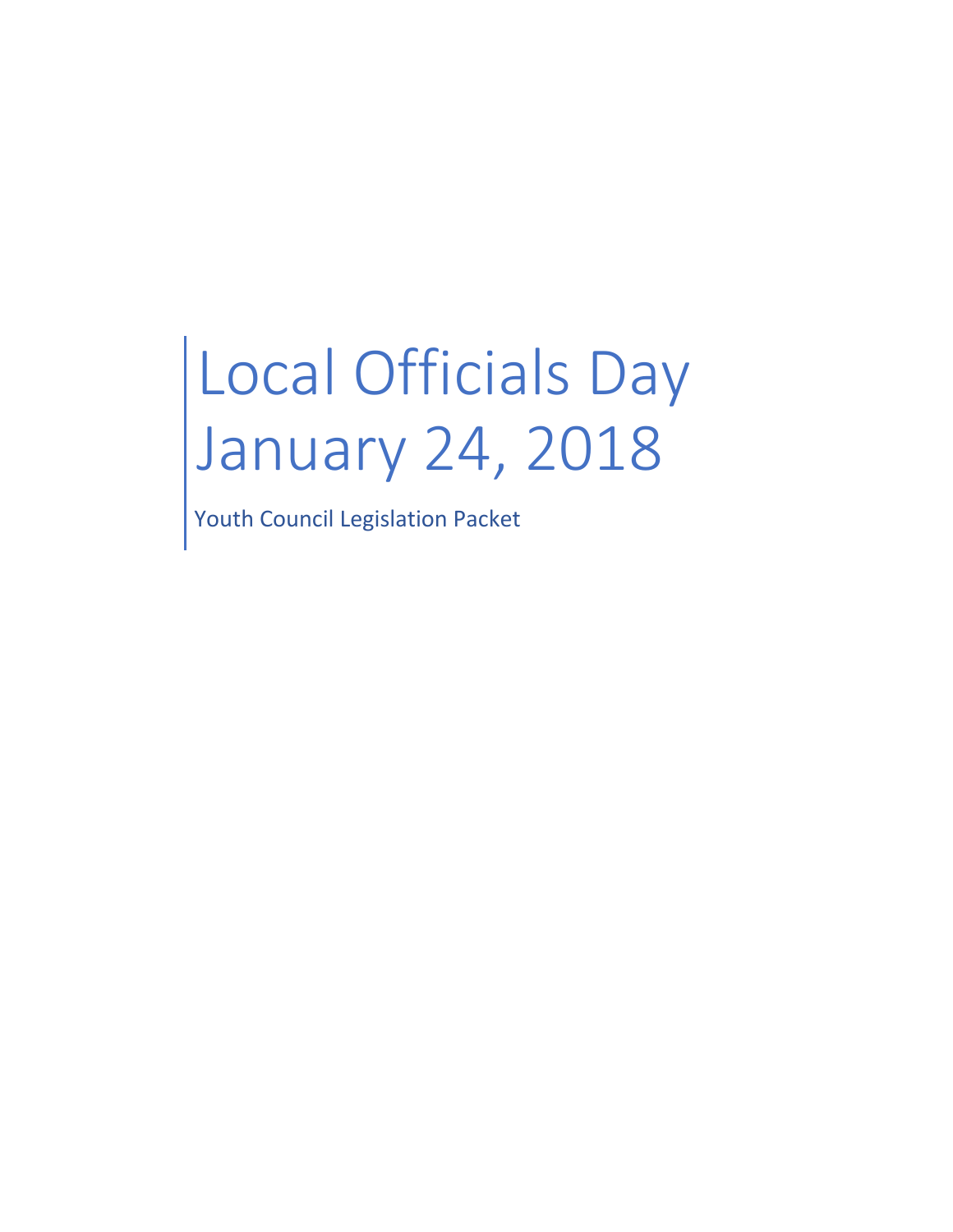# Local Officials Day January 24, 2018

Youth Council Legislation Packet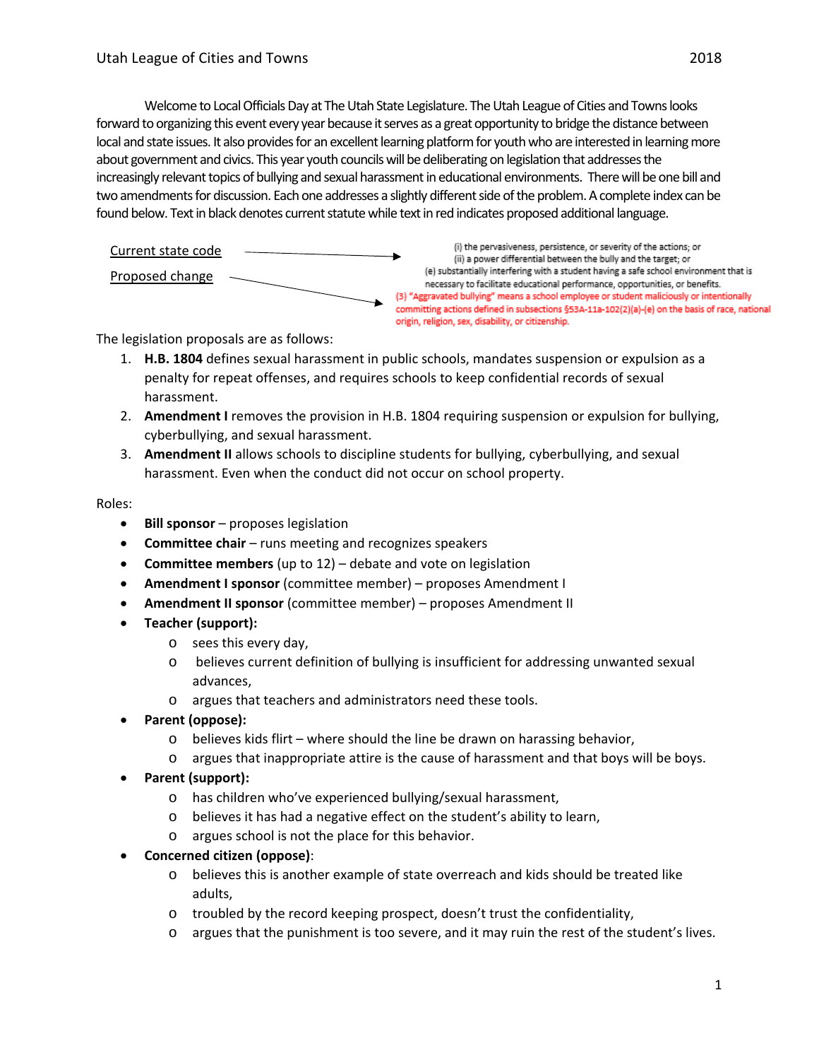Welcome to Local Officials Day at The Utah State Legislature. The Utah League of Cities and Towns looks forward to organizing this event every year because it serves as a great opportunity to bridge the distance between local and state issues. It also provides for an excellent learning platform for youth who are interested in learning more about government and civics. This year youth councils will be deliberating on legislation that addresses the increasingly relevant topics of bullying and sexual harassment in educational environments. There will be one bill and two amendments for discussion. Each one addresses a slightly different side of the problem. A complete index can be found below. Text in black denotes current statute while text in red indicates proposed additional language.

Current state code

(i) the pervasiveness, persistence, or severity of the actions; or
(ii) a power differential between the bully and the target; or
(e) substantially interfering with a student having a safe school environment that is necessary to facilitate educational performance, opportunities, or benefits.

Proposed change

(3) "Aggravated bullying" means a school employee or student maliciously or intentionally committing actions defined in subsections §53A-11a-102(2)(a)-(e) on the basis of race, national origin, religion, sex, disability, or citizenship.

The legislation proposals are as follows:

1. **H.B. 1804** defines sexual harassment in public schools, mandates suspension or expulsion as a penalty for repeat offenses, and requires schools to keep confidential records of sexual harassment.
2. **Amendment I** removes the provision in H.B. 1804 requiring suspension or expulsion for bullying, cyberbullying, and sexual harassment.
3. **Amendment II** allows schools to discipline students for bullying, cyberbullying, and sexual harassment. Even when the conduct did not occur on school property.

Roles:

- **Bill sponsor** – proposes legislation
- **Committee chair** – runs meeting and recognizes speakers
- **Committee members** (up to 12) – debate and vote on legislation
- **Amendment I sponsor** (committee member) – proposes Amendment I
- **Amendment II sponsor** (committee member) – proposes Amendment II
- **Teacher (support):**
  - sees this every day,
  - believes current definition of bullying is insufficient for addressing unwanted sexual advances,
  - argues that teachers and administrators need these tools.
- **Parent (oppose):**
  - believes kids flirt – where should the line be drawn on harassing behavior,
  - argues that inappropriate attire is the cause of harassment and that boys will be boys.
- **Parent (support):**
  - has children who've experienced bullying/sexual harassment,
  - believes it has had a negative effect on the student's ability to learn,
  - argues school is not the place for this behavior.
- **Concerned citizen (oppose)**:
  - believes this is another example of state overreach and kids should be treated like adults,
  - troubled by the record keeping prospect, doesn't trust the confidentiality,
  - argues that the punishment is too severe, and it may ruin the rest of the student's lives.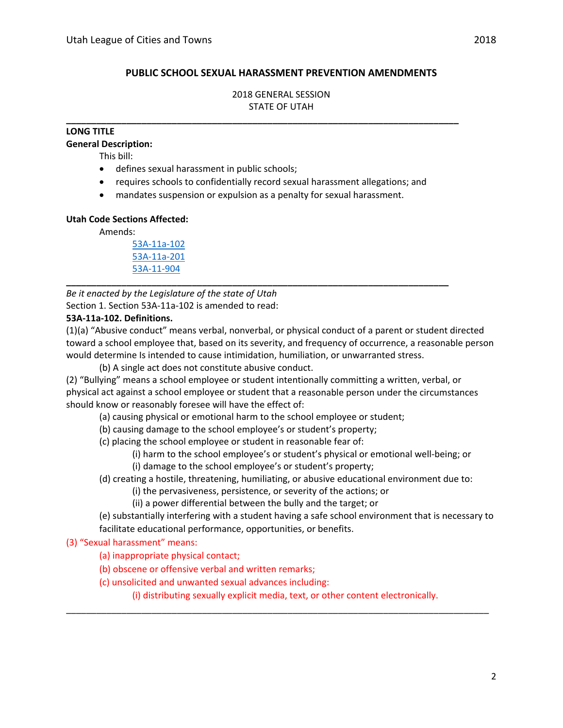## PUBLIC SCHOOL SEXUAL HARASSMENT PREVENTION AMENDMENTS

2018 GENERAL SESSION
STATE OF UTAH

---

**LONG TITLE**

**General Description:**

This bill:

- defines sexual harassment in public schools;
- requires schools to confidentially record sexual harassment allegations; and
- mandates suspension or expulsion as a penalty for sexual harassment.

**Utah Code Sections Affected:**

Amends:

53A-11a-102
53A-11a-201
53A-11-904

---

*Be it enacted by the Legislature of the state of Utah*

Section 1. Section 53A-11a-102 is amended to read:

**53A-11a-102. Definitions.**

(1)(a) "Abusive conduct" means verbal, nonverbal, or physical conduct of a parent or student directed toward a school employee that, based on its severity, and frequency of occurrence, a reasonable person would determine Is intended to cause intimidation, humiliation, or unwarranted stress.

(b) A single act does not constitute abusive conduct.

(2) "Bullying" means a school employee or student intentionally committing a written, verbal, or physical act against a school employee or student that a reasonable person under the circumstances should know or reasonably foresee will have the effect of:

(a) causing physical or emotional harm to the school employee or student;

(b) causing damage to the school employee's or student's property;

(c) placing the school employee or student in reasonable fear of:

(i) harm to the school employee's or student's physical or emotional well-being; or

(i) damage to the school employee's or student's property;

(d) creating a hostile, threatening, humiliating, or abusive educational environment due to:

(i) the pervasiveness, persistence, or severity of the actions; or

(ii) a power differential between the bully and the target; or

(e) substantially interfering with a student having a safe school environment that is necessary to facilitate educational performance, opportunities, or benefits.

(3) "Sexual harassment" means:

(a) inappropriate physical contact;

(b) obscene or offensive verbal and written remarks;

(c) unsolicited and unwanted sexual advances including:

(i) distributing sexually explicit media, text, or other content electronically.

---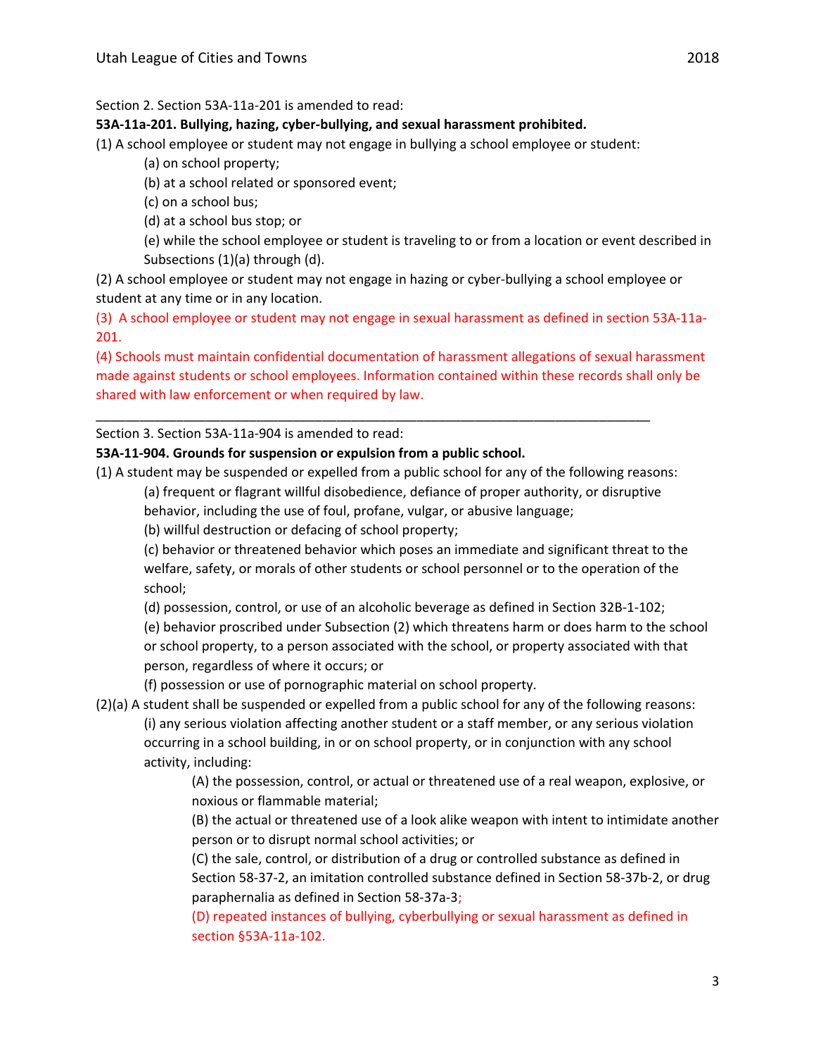Section 2. Section 53A-11a-201 is amended to read:

**53A-11a-201. Bullying, hazing, cyber-bullying, and sexual harassment prohibited.**

(1) A school employee or student may not engage in bullying a school employee or student:

- (a) on school property;
- (b) at a school related or sponsored event;
- (c) on a school bus;
- (d) at a school bus stop; or
- (e) while the school employee or student is traveling to or from a location or event described in Subsections (1)(a) through (d).

(2) A school employee or student may not engage in hazing or cyber-bullying a school employee or student at any time or in any location.

(3) A school employee or student may not engage in sexual harassment as defined in section 53A-11a-201.

(4) Schools must maintain confidential documentation of harassment allegations of sexual harassment made against students or school employees. Information contained within these records shall only be shared with law enforcement or when required by law.

---

Section 3. Section 53A-11a-904 is amended to read:

**53A-11-904. Grounds for suspension or expulsion from a public school.**

(1) A student may be suspended or expelled from a public school for any of the following reasons:

- (a) frequent or flagrant willful disobedience, defiance of proper authority, or disruptive behavior, including the use of foul, profane, vulgar, or abusive language;
- (b) willful destruction or defacing of school property;
- (c) behavior or threatened behavior which poses an immediate and significant threat to the welfare, safety, or morals of other students or school personnel or to the operation of the school;
- (d) possession, control, or use of an alcoholic beverage as defined in Section 32B-1-102;
- (e) behavior proscribed under Subsection (2) which threatens harm or does harm to the school or school property, to a person associated with the school, or property associated with that person, regardless of where it occurs; or
- (f) possession or use of pornographic material on school property.

(2)(a) A student shall be suspended or expelled from a public school for any of the following reasons:

- (i) any serious violation affecting another student or a staff member, or any serious violation occurring in a school building, in or on school property, or in conjunction with any school activity, including:
  - (A) the possession, control, or actual or threatened use of a real weapon, explosive, or noxious or flammable material;
  - (B) the actual or threatened use of a look alike weapon with intent to intimidate another person or to disrupt normal school activities; or
  - (C) the sale, control, or distribution of a drug or controlled substance as defined in Section 58-37-2, an imitation controlled substance defined in Section 58-37b-2, or drug paraphernalia as defined in Section 58-37a-3;
  - (D) repeated instances of bullying, cyberbullying or sexual harassment as defined in section §53A-11a-102.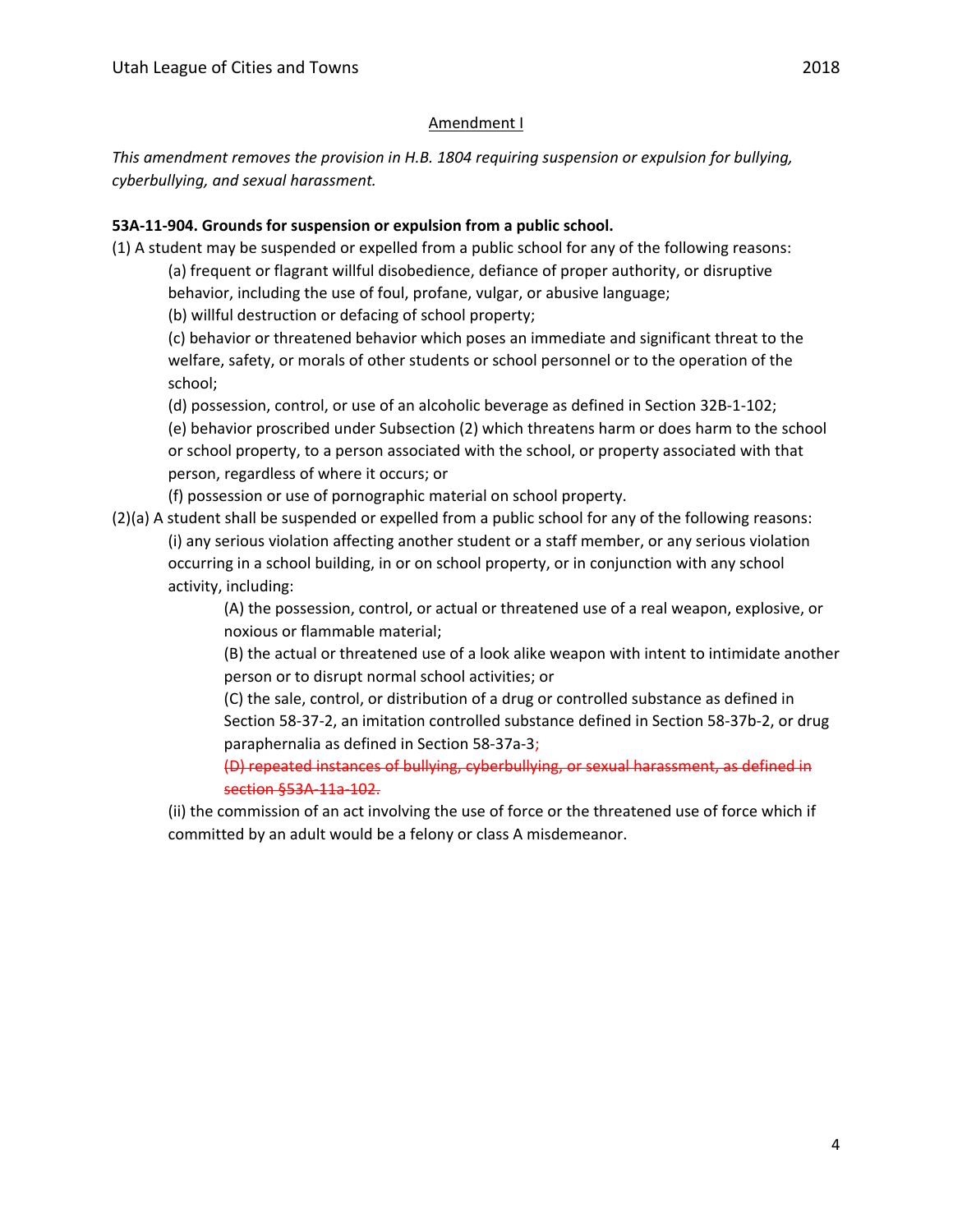Amendment I

*This amendment removes the provision in H.B. 1804 requiring suspension or expulsion for bullying, cyberbullying, and sexual harassment.*

**53A-11-904. Grounds for suspension or expulsion from a public school.**

(1) A student may be suspended or expelled from a public school for any of the following reasons:

(a) frequent or flagrant willful disobedience, defiance of proper authority, or disruptive behavior, including the use of foul, profane, vulgar, or abusive language;

(b) willful destruction or defacing of school property;

(c) behavior or threatened behavior which poses an immediate and significant threat to the welfare, safety, or morals of other students or school personnel or to the operation of the school;

(d) possession, control, or use of an alcoholic beverage as defined in Section 32B-1-102;

(e) behavior proscribed under Subsection (2) which threatens harm or does harm to the school or school property, to a person associated with the school, or property associated with that person, regardless of where it occurs; or

(f) possession or use of pornographic material on school property.

(2)(a) A student shall be suspended or expelled from a public school for any of the following reasons:

(i) any serious violation affecting another student or a staff member, or any serious violation occurring in a school building, in or on school property, or in conjunction with any school activity, including:

(A) the possession, control, or actual or threatened use of a real weapon, explosive, or noxious or flammable material;

(B) the actual or threatened use of a look alike weapon with intent to intimidate another person or to disrupt normal school activities; or

(C) the sale, control, or distribution of a drug or controlled substance as defined in Section 58-37-2, an imitation controlled substance defined in Section 58-37b-2, or drug paraphernalia as defined in Section 58-37a-3;

~~(D) repeated instances of bullying, cyberbullying, or sexual harassment, as defined in section §53A-11a-102.~~

(ii) the commission of an act involving the use of force or the threatened use of force which if committed by an adult would be a felony or class A misdemeanor.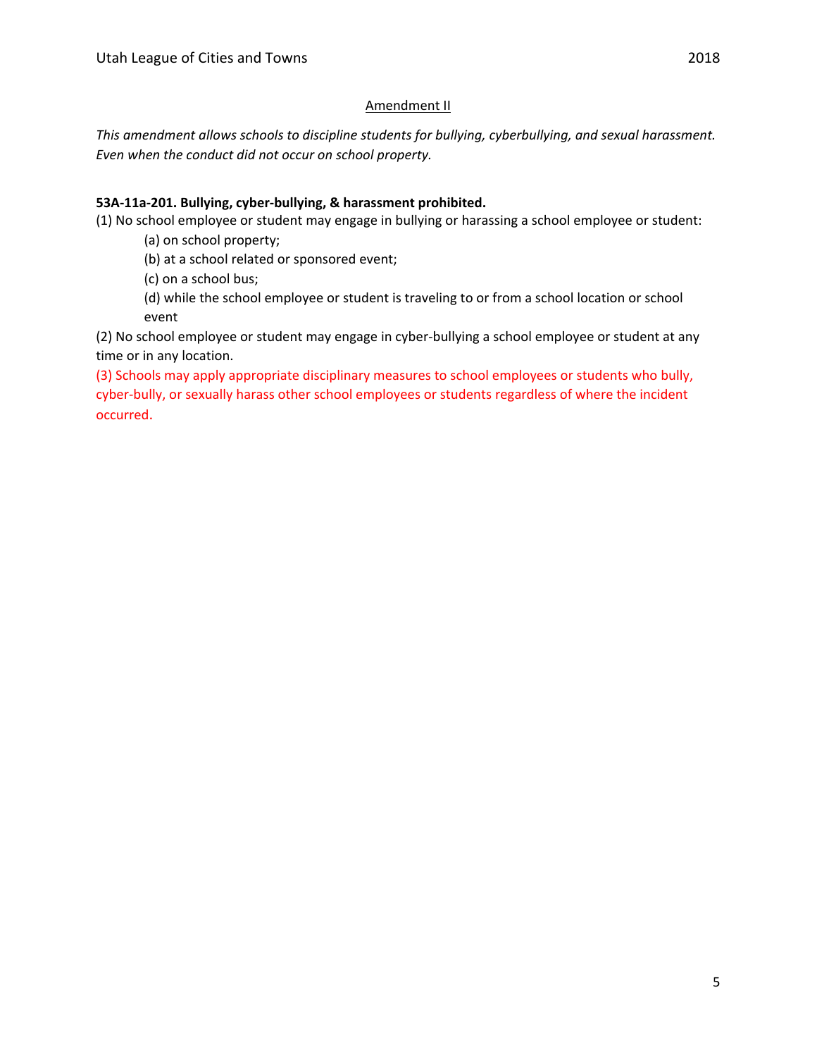## Amendment II

*This amendment allows schools to discipline students for bullying, cyberbullying, and sexual harassment. Even when the conduct did not occur on school property.*

**53A-11a-201. Bullying, cyber-bullying, & harassment prohibited.**

(1) No school employee or student may engage in bullying or harassing a school employee or student:

- (a) on school property;
- (b) at a school related or sponsored event;
- (c) on a school bus;
- (d) while the school employee or student is traveling to or from a school location or school event

(2) No school employee or student may engage in cyber-bullying a school employee or student at any time or in any location.

(3) Schools may apply appropriate disciplinary measures to school employees or students who bully, cyber-bully, or sexually harass other school employees or students regardless of where the incident occurred.